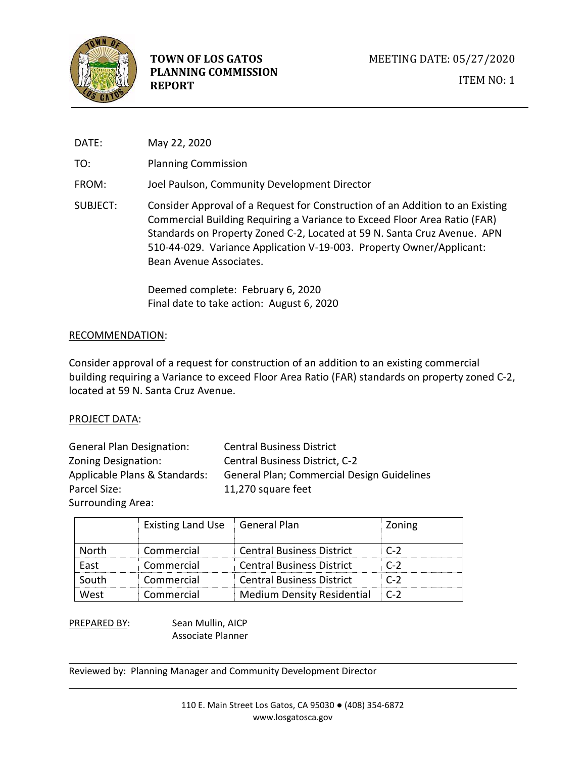**TOWN OF LOS GATOS PLANNING COMMISSION REPORT**

MEETING DATE: 05/27/2020

ITEM NO: 1

DATE: May 22, 2020

TO: Planning Commission

FROM: Joel Paulson, Community Development Director

SUBJECT: Consider Approval of a Request for Construction of an Addition to an Existing Commercial Building Requiring a Variance to Exceed Floor Area Ratio (FAR) Standards on Property Zoned C-2, Located at 59 N. Santa Cruz Avenue. APN 510-44-029. Variance Application V-19-003. Property Owner/Applicant: Bean Avenue Associates.

Deemed complete: February 6, 2020
Final date to take action: August 6, 2020

RECOMMENDATION:

Consider approval of a request for construction of an addition to an existing commercial building requiring a Variance to exceed Floor Area Ratio (FAR) standards on property zoned C-2, located at 59 N. Santa Cruz Avenue.

PROJECT DATA:

General Plan Designation: Central Business District
Zoning Designation: Central Business District, C-2
Applicable Plans & Standards: General Plan; Commercial Design Guidelines
Parcel Size: 11,270 square feet
Surrounding Area:

| | Existing Land Use | General Plan | Zoning |
|---|---|---|---|
| North | Commercial | Central Business District | C-2 |
| East | Commercial | Central Business District | C-2 |
| South | Commercial | Central Business District | C-2 |
| West | Commercial | Medium Density Residential | C-2 |

PREPARED BY: Sean Mullin, AICP
Associate Planner

Reviewed by: Planning Manager and Community Development Director

110 E. Main Street Los Gatos, CA 95030 ● (408) 354-6872
www.losgatosca.gov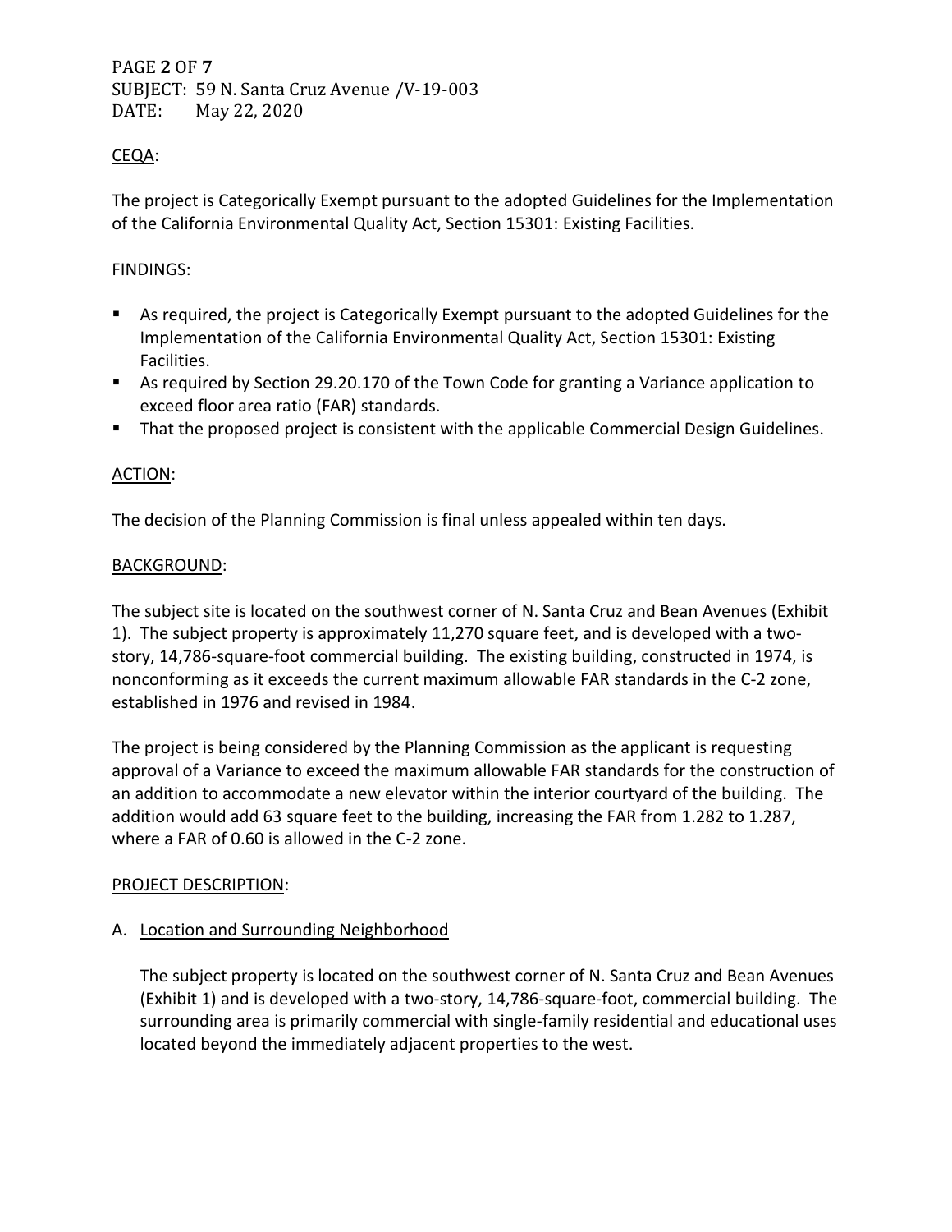## CEQA:

The project is Categorically Exempt pursuant to the adopted Guidelines for the Implementation of the California Environmental Quality Act, Section 15301: Existing Facilities.

## FINDINGS:

- As required, the project is Categorically Exempt pursuant to the adopted Guidelines for the Implementation of the California Environmental Quality Act, Section 15301: Existing Facilities.
- As required by Section 29.20.170 of the Town Code for granting a Variance application to exceed floor area ratio (FAR) standards.
- That the proposed project is consistent with the applicable Commercial Design Guidelines.

## ACTION:

The decision of the Planning Commission is final unless appealed within ten days.

## BACKGROUND:

The subject site is located on the southwest corner of N. Santa Cruz and Bean Avenues (Exhibit 1). The subject property is approximately 11,270 square feet, and is developed with a two-story, 14,786-square-foot commercial building. The existing building, constructed in 1974, is nonconforming as it exceeds the current maximum allowable FAR standards in the C-2 zone, established in 1976 and revised in 1984.

The project is being considered by the Planning Commission as the applicant is requesting approval of a Variance to exceed the maximum allowable FAR standards for the construction of an addition to accommodate a new elevator within the interior courtyard of the building. The addition would add 63 square feet to the building, increasing the FAR from 1.282 to 1.287, where a FAR of 0.60 is allowed in the C-2 zone.

## PROJECT DESCRIPTION:

### A. Location and Surrounding Neighborhood

The subject property is located on the southwest corner of N. Santa Cruz and Bean Avenues (Exhibit 1) and is developed with a two-story, 14,786-square-foot, commercial building. The surrounding area is primarily commercial with single-family residential and educational uses located beyond the immediately adjacent properties to the west.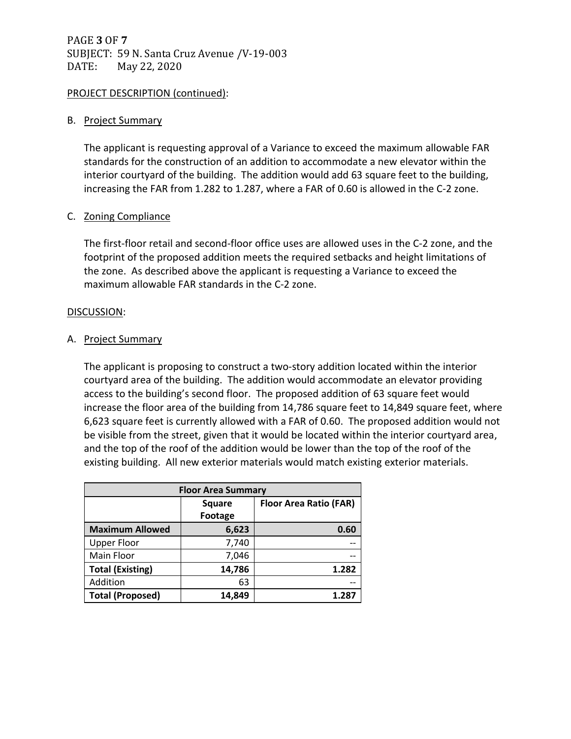PROJECT DESCRIPTION (continued):

B. Project Summary

The applicant is requesting approval of a Variance to exceed the maximum allowable FAR standards for the construction of an addition to accommodate a new elevator within the interior courtyard of the building. The addition would add 63 square feet to the building, increasing the FAR from 1.282 to 1.287, where a FAR of 0.60 is allowed in the C-2 zone.

C. Zoning Compliance

The first-floor retail and second-floor office uses are allowed uses in the C-2 zone, and the footprint of the proposed addition meets the required setbacks and height limitations of the zone. As described above the applicant is requesting a Variance to exceed the maximum allowable FAR standards in the C-2 zone.

DISCUSSION:

A. Project Summary

The applicant is proposing to construct a two-story addition located within the interior courtyard area of the building. The addition would accommodate an elevator providing access to the building's second floor. The proposed addition of 63 square feet would increase the floor area of the building from 14,786 square feet to 14,849 square feet, where 6,623 square feet is currently allowed with a FAR of 0.60. The proposed addition would not be visible from the street, given that it would be located within the interior courtyard area, and the top of the roof of the addition would be lower than the top of the roof of the existing building. All new exterior materials would match existing exterior materials.

| Floor Area Summary | | |
|---|---|---|
| | **Square Footage** | **Floor Area Ratio (FAR)** |
| **Maximum Allowed** | **6,623** | **0.60** |
| Upper Floor | 7,740 | -- |
| Main Floor | 7,046 | -- |
| **Total (Existing)** | **14,786** | **1.282** |
| Addition | 63 | -- |
| **Total (Proposed)** | **14,849** | **1.287** |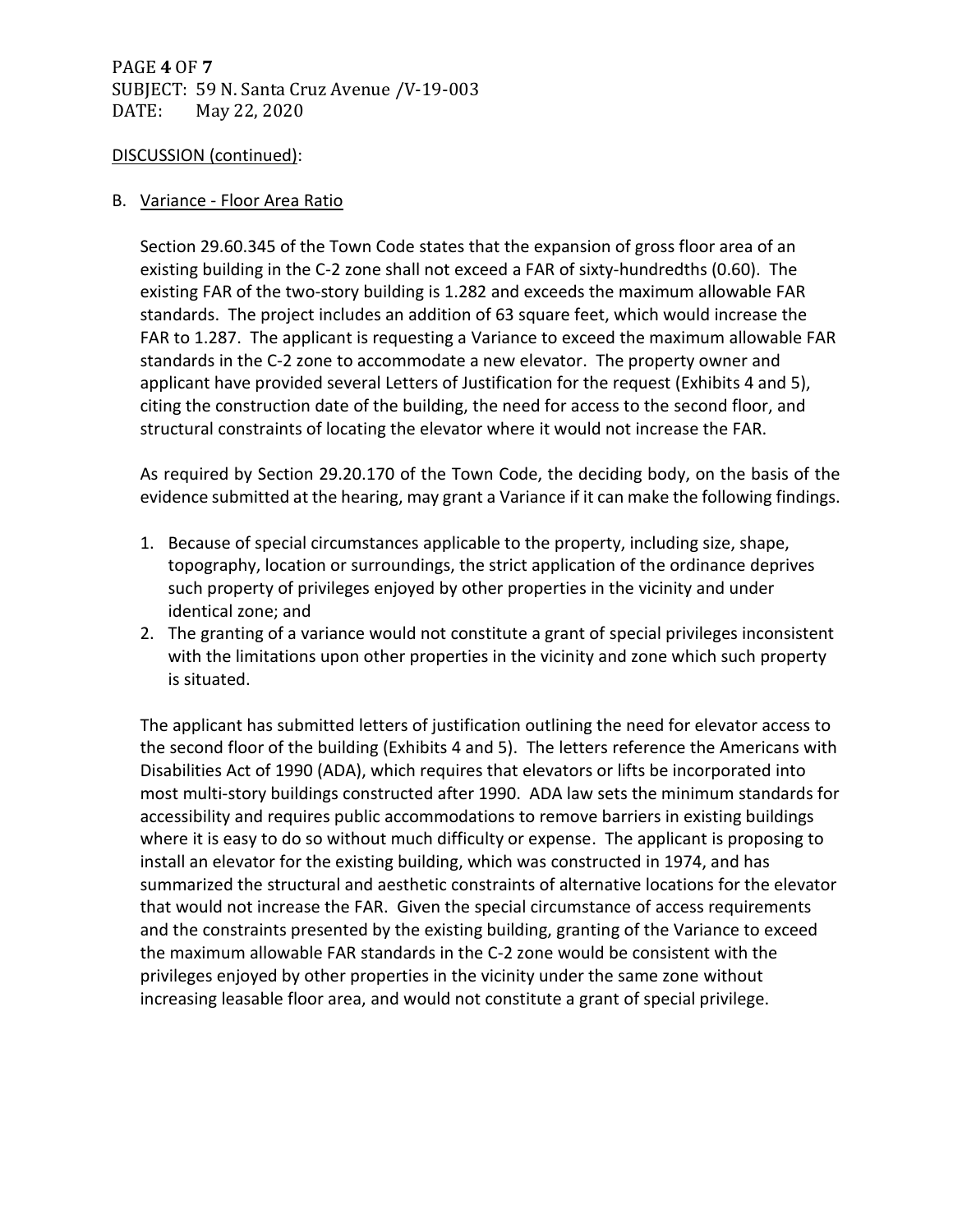DISCUSSION (continued):

B. Variance - Floor Area Ratio

Section 29.60.345 of the Town Code states that the expansion of gross floor area of an existing building in the C-2 zone shall not exceed a FAR of sixty-hundredths (0.60). The existing FAR of the two-story building is 1.282 and exceeds the maximum allowable FAR standards. The project includes an addition of 63 square feet, which would increase the FAR to 1.287. The applicant is requesting a Variance to exceed the maximum allowable FAR standards in the C-2 zone to accommodate a new elevator. The property owner and applicant have provided several Letters of Justification for the request (Exhibits 4 and 5), citing the construction date of the building, the need for access to the second floor, and structural constraints of locating the elevator where it would not increase the FAR.

As required by Section 29.20.170 of the Town Code, the deciding body, on the basis of the evidence submitted at the hearing, may grant a Variance if it can make the following findings.

1. Because of special circumstances applicable to the property, including size, shape, topography, location or surroundings, the strict application of the ordinance deprives such property of privileges enjoyed by other properties in the vicinity and under identical zone; and
2. The granting of a variance would not constitute a grant of special privileges inconsistent with the limitations upon other properties in the vicinity and zone which such property is situated.

The applicant has submitted letters of justification outlining the need for elevator access to the second floor of the building (Exhibits 4 and 5). The letters reference the Americans with Disabilities Act of 1990 (ADA), which requires that elevators or lifts be incorporated into most multi-story buildings constructed after 1990. ADA law sets the minimum standards for accessibility and requires public accommodations to remove barriers in existing buildings where it is easy to do so without much difficulty or expense. The applicant is proposing to install an elevator for the existing building, which was constructed in 1974, and has summarized the structural and aesthetic constraints of alternative locations for the elevator that would not increase the FAR. Given the special circumstance of access requirements and the constraints presented by the existing building, granting of the Variance to exceed the maximum allowable FAR standards in the C-2 zone would be consistent with the privileges enjoyed by other properties in the vicinity under the same zone without increasing leasable floor area, and would not constitute a grant of special privilege.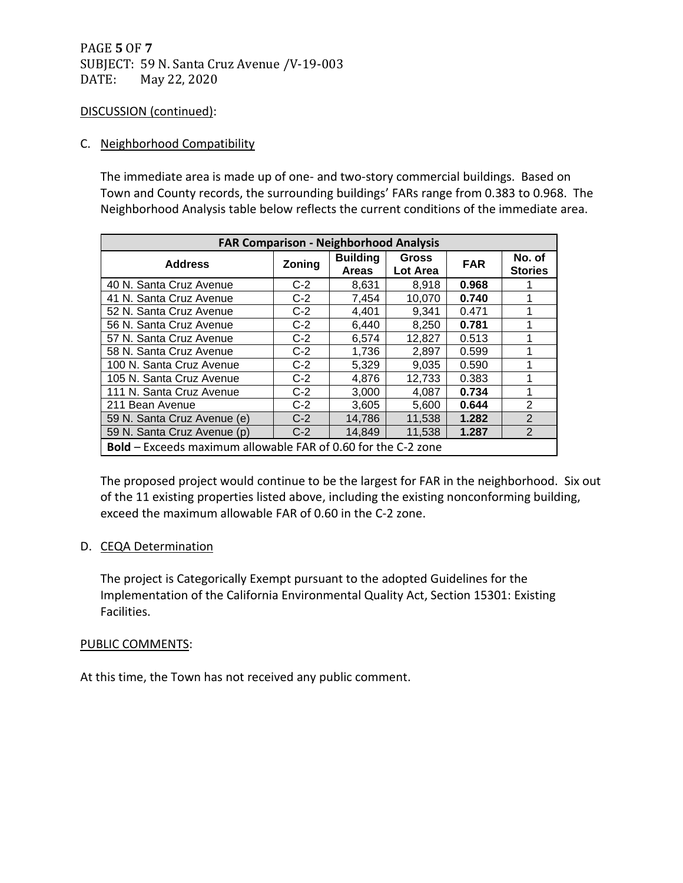DISCUSSION (continued):

C. Neighborhood Compatibility

The immediate area is made up of one- and two-story commercial buildings. Based on Town and County records, the surrounding buildings' FARs range from 0.383 to 0.968. The Neighborhood Analysis table below reflects the current conditions of the immediate area.

| FAR Comparison - Neighborhood Analysis | | | | | |
|---|---|---|---|---|---|
| **Address** | **Zoning** | **Building Areas** | **Gross Lot Area** | **FAR** | **No. of Stories** |
| 40 N. Santa Cruz Avenue | C-2 | 8,631 | 8,918 | **0.968** | 1 |
| 41 N. Santa Cruz Avenue | C-2 | 7,454 | 10,070 | **0.740** | 1 |
| 52 N. Santa Cruz Avenue | C-2 | 4,401 | 9,341 | 0.471 | 1 |
| 56 N. Santa Cruz Avenue | C-2 | 6,440 | 8,250 | **0.781** | 1 |
| 57 N. Santa Cruz Avenue | C-2 | 6,574 | 12,827 | 0.513 | 1 |
| 58 N. Santa Cruz Avenue | C-2 | 1,736 | 2,897 | 0.599 | 1 |
| 100 N. Santa Cruz Avenue | C-2 | 5,329 | 9,035 | 0.590 | 1 |
| 105 N. Santa Cruz Avenue | C-2 | 4,876 | 12,733 | 0.383 | 1 |
| 111 N. Santa Cruz Avenue | C-2 | 3,000 | 4,087 | **0.734** | 1 |
| 211 Bean Avenue | C-2 | 3,605 | 5,600 | **0.644** | 2 |
| 59 N. Santa Cruz Avenue (e) | C-2 | 14,786 | 11,538 | **1.282** | 2 |
| 59 N. Santa Cruz Avenue (p) | C-2 | 14,849 | 11,538 | **1.287** | 2 |
| **Bold** – Exceeds maximum allowable FAR of 0.60 for the C-2 zone | | | | | |

The proposed project would continue to be the largest for FAR in the neighborhood. Six out of the 11 existing properties listed above, including the existing nonconforming building, exceed the maximum allowable FAR of 0.60 in the C-2 zone.

D. CEQA Determination

The project is Categorically Exempt pursuant to the adopted Guidelines for the Implementation of the California Environmental Quality Act, Section 15301: Existing Facilities.

PUBLIC COMMENTS:

At this time, the Town has not received any public comment.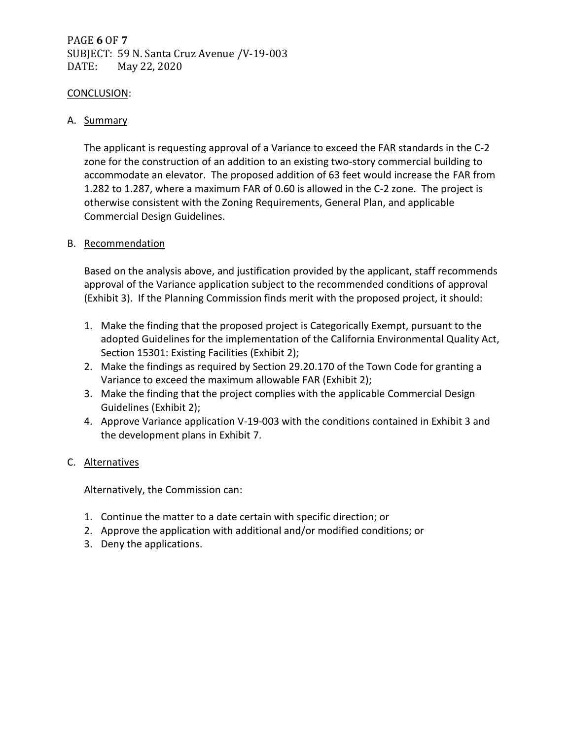## CONCLUSION:

### A. Summary

The applicant is requesting approval of a Variance to exceed the FAR standards in the C-2 zone for the construction of an addition to an existing two-story commercial building to accommodate an elevator. The proposed addition of 63 feet would increase the FAR from 1.282 to 1.287, where a maximum FAR of 0.60 is allowed in the C-2 zone. The project is otherwise consistent with the Zoning Requirements, General Plan, and applicable Commercial Design Guidelines.

### B. Recommendation

Based on the analysis above, and justification provided by the applicant, staff recommends approval of the Variance application subject to the recommended conditions of approval (Exhibit 3). If the Planning Commission finds merit with the proposed project, it should:

1. Make the finding that the proposed project is Categorically Exempt, pursuant to the adopted Guidelines for the implementation of the California Environmental Quality Act, Section 15301: Existing Facilities (Exhibit 2);
2. Make the findings as required by Section 29.20.170 of the Town Code for granting a Variance to exceed the maximum allowable FAR (Exhibit 2);
3. Make the finding that the project complies with the applicable Commercial Design Guidelines (Exhibit 2);
4. Approve Variance application V-19-003 with the conditions contained in Exhibit 3 and the development plans in Exhibit 7.

### C. Alternatives

Alternatively, the Commission can:

1. Continue the matter to a date certain with specific direction; or
2. Approve the application with additional and/or modified conditions; or
3. Deny the applications.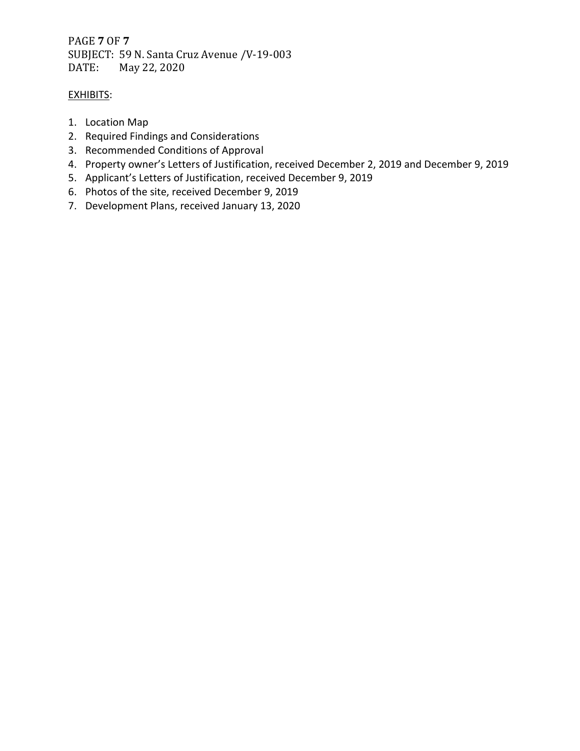EXHIBITS:

1. Location Map
2. Required Findings and Considerations
3. Recommended Conditions of Approval
4. Property owner's Letters of Justification, received December 2, 2019 and December 9, 2019
5. Applicant's Letters of Justification, received December 9, 2019
6. Photos of the site, received December 9, 2019
7. Development Plans, received January 13, 2020